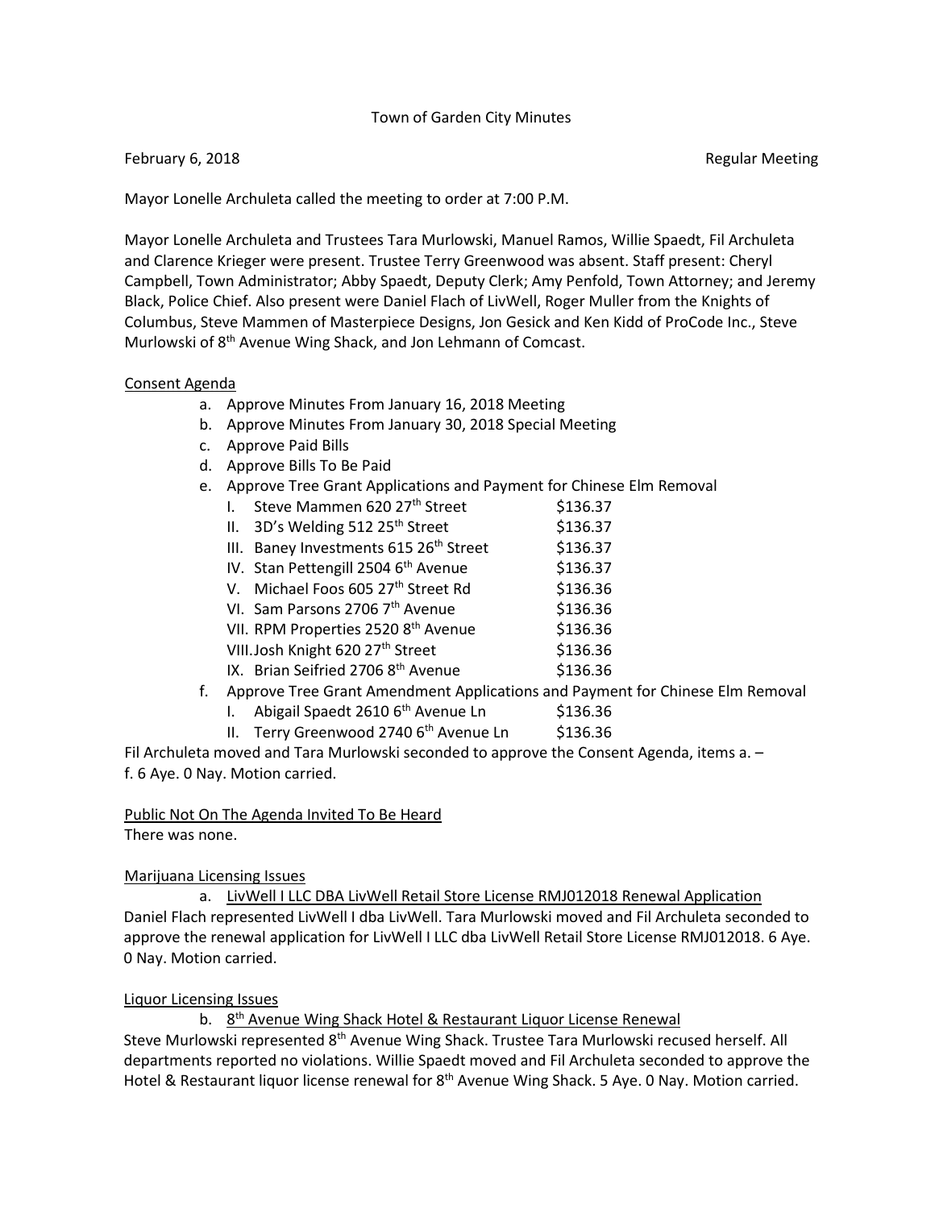Town of Garden City Minutes

February 6, 2018 Regular Meeting

Mayor Lonelle Archuleta called the meeting to order at 7:00 P.M.

Mayor Lonelle Archuleta and Trustees Tara Murlowski, Manuel Ramos, Willie Spaedt, Fil Archuleta and Clarence Krieger were present. Trustee Terry Greenwood was absent. Staff present: Cheryl Campbell, Town Administrator; Abby Spaedt, Deputy Clerk; Amy Penfold, Town Attorney; and Jeremy Black, Police Chief. Also present were Daniel Flach of LivWell, Roger Muller from the Knights of Columbus, Steve Mammen of Masterpiece Designs, Jon Gesick and Ken Kidd of ProCode Inc., Steve Murlowski of 8th Avenue Wing Shack, and Jon Lehmann of Comcast.

Consent Agenda

a. Approve Minutes From January 16, 2018 Meeting
b. Approve Minutes From January 30, 2018 Special Meeting
c. Approve Paid Bills
d. Approve Bills To Be Paid
e. Approve Tree Grant Applications and Payment for Chinese Elm Removal
    I. Steve Mammen 620 27th Street $136.37
    II. 3D's Welding 512 25th Street $136.37
    III. Baney Investments 615 26th Street $136.37
    IV. Stan Pettengill 2504 6th Avenue $136.37
    V. Michael Foos 605 27th Street Rd $136.36
    VI. Sam Parsons 2706 7th Avenue $136.36
    VII. RPM Properties 2520 8th Avenue $136.36
    VIII. Josh Knight 620 27th Street $136.36
    IX. Brian Seifried 2706 8th Avenue $136.36
f. Approve Tree Grant Amendment Applications and Payment for Chinese Elm Removal
    I. Abigail Spaedt 2610 6th Avenue Ln $136.36
    II. Terry Greenwood 2740 6th Avenue Ln $136.36

Fil Archuleta moved and Tara Murlowski seconded to approve the Consent Agenda, items a. – f. 6 Aye. 0 Nay. Motion carried.

Public Not On The Agenda Invited To Be Heard

There was none.

Marijuana Licensing Issues

a. LivWell I LLC DBA LivWell Retail Store License RMJ012018 Renewal Application

Daniel Flach represented LivWell I dba LivWell. Tara Murlowski moved and Fil Archuleta seconded to approve the renewal application for LivWell I LLC dba LivWell Retail Store License RMJ012018. 6 Aye. 0 Nay. Motion carried.

Liquor Licensing Issues

b. 8th Avenue Wing Shack Hotel & Restaurant Liquor License Renewal

Steve Murlowski represented 8th Avenue Wing Shack. Trustee Tara Murlowski recused herself. All departments reported no violations. Willie Spaedt moved and Fil Archuleta seconded to approve the Hotel & Restaurant liquor license renewal for 8th Avenue Wing Shack. 5 Aye. 0 Nay. Motion carried.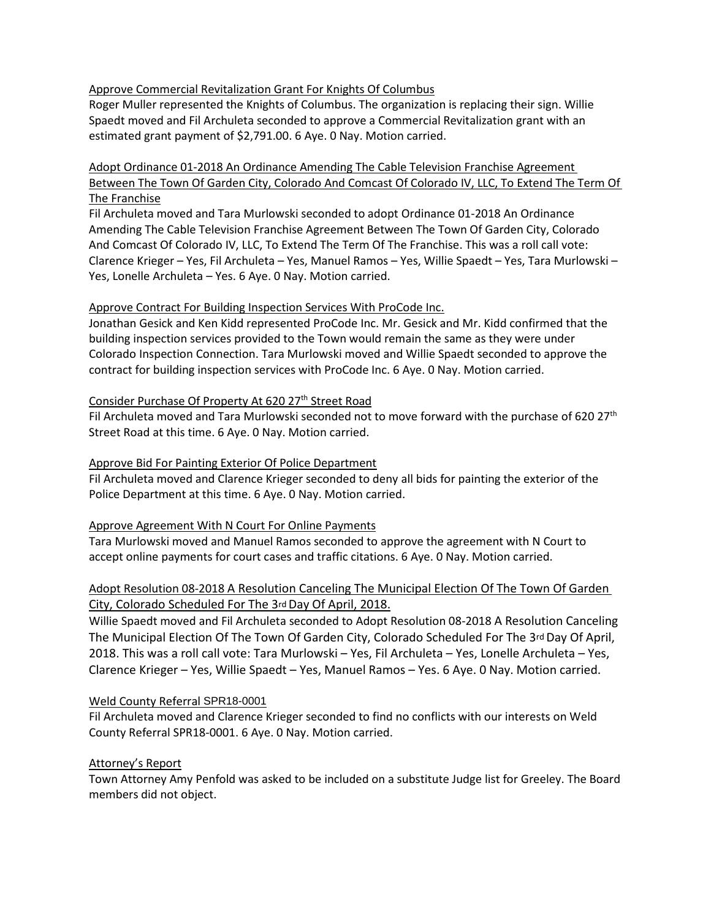Approve Commercial Revitalization Grant For Knights Of Columbus

Roger Muller represented the Knights of Columbus. The organization is replacing their sign. Willie Spaedt moved and Fil Archuleta seconded to approve a Commercial Revitalization grant with an estimated grant payment of $2,791.00. 6 Aye. 0 Nay. Motion carried.

Adopt Ordinance 01-2018 An Ordinance Amending The Cable Television Franchise Agreement Between The Town Of Garden City, Colorado And Comcast Of Colorado IV, LLC, To Extend The Term Of The Franchise

Fil Archuleta moved and Tara Murlowski seconded to adopt Ordinance 01-2018 An Ordinance Amending The Cable Television Franchise Agreement Between The Town Of Garden City, Colorado And Comcast Of Colorado IV, LLC, To Extend The Term Of The Franchise. This was a roll call vote: Clarence Krieger – Yes, Fil Archuleta – Yes, Manuel Ramos – Yes, Willie Spaedt – Yes, Tara Murlowski – Yes, Lonelle Archuleta – Yes. 6 Aye. 0 Nay. Motion carried.

Approve Contract For Building Inspection Services With ProCode Inc.

Jonathan Gesick and Ken Kidd represented ProCode Inc. Mr. Gesick and Mr. Kidd confirmed that the building inspection services provided to the Town would remain the same as they were under Colorado Inspection Connection. Tara Murlowski moved and Willie Spaedt seconded to approve the contract for building inspection services with ProCode Inc. 6 Aye. 0 Nay. Motion carried.

Consider Purchase Of Property At 620 27th Street Road

Fil Archuleta moved and Tara Murlowski seconded not to move forward with the purchase of 620 27th Street Road at this time. 6 Aye. 0 Nay. Motion carried.

Approve Bid For Painting Exterior Of Police Department

Fil Archuleta moved and Clarence Krieger seconded to deny all bids for painting the exterior of the Police Department at this time. 6 Aye. 0 Nay. Motion carried.

Approve Agreement With N Court For Online Payments

Tara Murlowski moved and Manuel Ramos seconded to approve the agreement with N Court to accept online payments for court cases and traffic citations. 6 Aye. 0 Nay. Motion carried.

Adopt Resolution 08-2018 A Resolution Canceling The Municipal Election Of The Town Of Garden City, Colorado Scheduled For The 3rd Day Of April, 2018.

Willie Spaedt moved and Fil Archuleta seconded to Adopt Resolution 08-2018 A Resolution Canceling The Municipal Election Of The Town Of Garden City, Colorado Scheduled For The 3rd Day Of April, 2018. This was a roll call vote: Tara Murlowski – Yes, Fil Archuleta – Yes, Lonelle Archuleta – Yes, Clarence Krieger – Yes, Willie Spaedt – Yes, Manuel Ramos – Yes. 6 Aye. 0 Nay. Motion carried.

Weld County Referral SPR18-0001

Fil Archuleta moved and Clarence Krieger seconded to find no conflicts with our interests on Weld County Referral SPR18-0001. 6 Aye. 0 Nay. Motion carried.

Attorney's Report

Town Attorney Amy Penfold was asked to be included on a substitute Judge list for Greeley. The Board members did not object.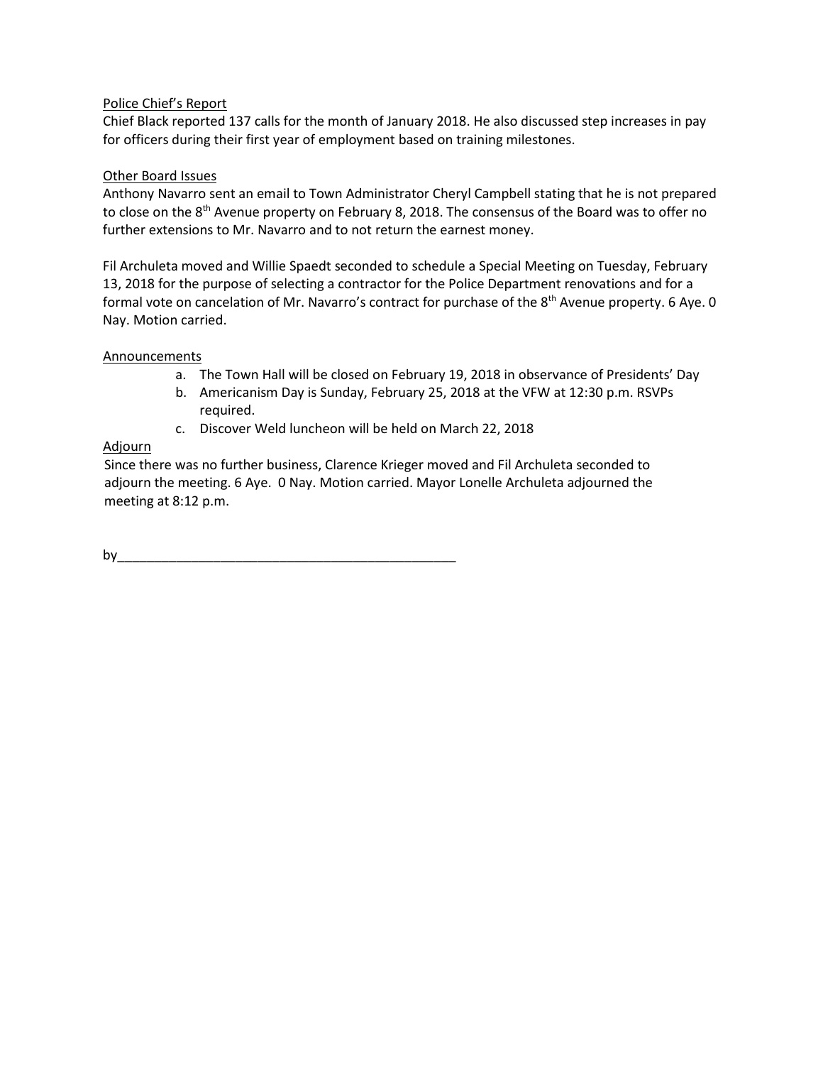Police Chief's Report

Chief Black reported 137 calls for the month of January 2018. He also discussed step increases in pay for officers during their first year of employment based on training milestones.

Other Board Issues

Anthony Navarro sent an email to Town Administrator Cheryl Campbell stating that he is not prepared to close on the 8th Avenue property on February 8, 2018. The consensus of the Board was to offer no further extensions to Mr. Navarro and to not return the earnest money.

Fil Archuleta moved and Willie Spaedt seconded to schedule a Special Meeting on Tuesday, February 13, 2018 for the purpose of selecting a contractor for the Police Department renovations and for a formal vote on cancelation of Mr. Navarro's contract for purchase of the 8th Avenue property. 6 Aye. 0 Nay. Motion carried.

Announcements

a. The Town Hall will be closed on February 19, 2018 in observance of Presidents' Day
b. Americanism Day is Sunday, February 25, 2018 at the VFW at 12:30 p.m. RSVPs required.
c. Discover Weld luncheon will be held on March 22, 2018

Adjourn

Since there was no further business, Clarence Krieger moved and Fil Archuleta seconded to adjourn the meeting. 6 Aye. 0 Nay. Motion carried. Mayor Lonelle Archuleta adjourned the meeting at 8:12 p.m.

by_______________________________________________